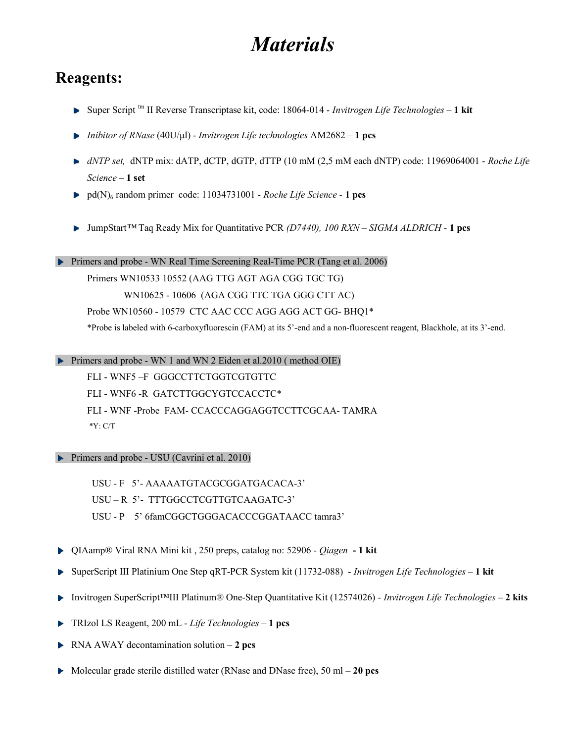# *Materials*

## Reagents:

- Super Script ᵗᵐ II Reverse Transcriptase kit, code: 18064-014 - *Invitrogen Life Technologies* – **1 kit**
- *Inibitor of RNase* (40U/µl) - *Invitrogen Life technologies* AM2682 – **1 pcs**
- *dNTP set,* dNTP mix: dATP, dCTP, dGTP, dTTP (10 mM (2,5 mM each dNTP) code: 11969064001 - *Roche Life Science* – **1 set**
- pd(N)$_6$ random primer code: 11034731001 - *Roche Life Science* - **1 pcs**
- JumpStart™ Taq Ready Mix for Quantitative PCR *(D7440), 100 RXN – SIGMA ALDRICH* - **1 pcs**

- Primers and probe - WN Real Time Screening Real-Time PCR (Tang et al. 2006)

  Primers WN10533 10552 (AAG TTG AGT AGA CGG TGC TG)

  WN10625 - 10606 (AGA CGG TTC TGA GGG CTT AC)

  Probe WN10560 - 10579 CTC AAC CCC AGG AGG ACT GG- BHQ1*

  *Probe is labeled with 6-carboxyfluorescin (FAM) at its 5'-end and a non-fluorescent reagent, Blackhole, at its 3'-end.

- Primers and probe - WN 1 and WN 2 Eiden et al.2010 ( method OIE)

  FLI - WNF5 –F GGGCCTTCTGGTCGTGTTC

  FLI - WNF6 -R GATCTTGGCYGTCCACCTC*

  FLI - WNF -Probe FAM- CCACCCAGGAGGTCCTTCGCAA- TAMRA

  *Y: C/T

- Primers and probe - USU (Cavrini et al. 2010)

  USU - F 5'- AAAAATGTACGCGGATGACACA-3'

  USU – R 5'- TTTGGCCTCGTTGTCAAGATC-3'

  USU - P 5' 6famCGGCTGGGACACCCGGATAACC tamra3'

- QIAamp® Viral RNA Mini kit , 250 preps, catalog no: 52906 - *Qiagen* **- 1 kit**
- SuperScript III Platinium One Step qRT-PCR System kit (11732-088) - *Invitrogen Life Technologies* – **1 kit**
- Invitrogen SuperScript™III Platinum® One-Step Quantitative Kit (12574026) - *Invitrogen Life Technologies* **– 2 kits**
- TRIzol LS Reagent, 200 mL - *Life Technologies* – **1 pcs**
- RNA AWAY decontamination solution – **2 pcs**
- Molecular grade sterile distilled water (RNase and DNase free), 50 ml – **20 pcs**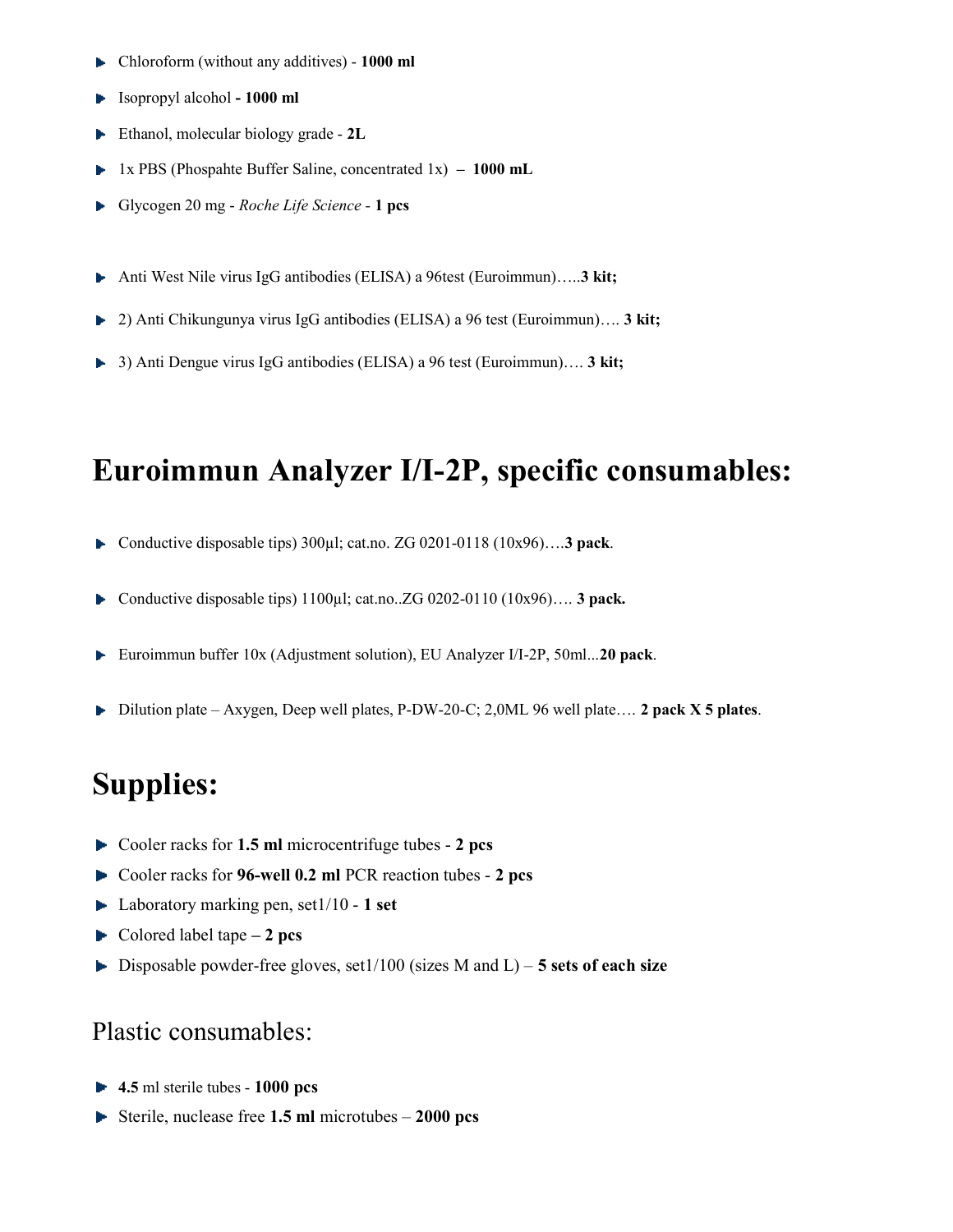- Chloroform (without any additives) - **1000 ml**
- Isopropyl alcohol **- 1000 ml**
- Ethanol, molecular biology grade - **2L**
- 1x PBS (Phospahte Buffer Saline, concentrated 1x) **– 1000 mL**
- Glycogen 20 mg - *Roche Life Science* - **1 pcs**

- Anti West Nile virus IgG antibodies (ELISA) a 96test (Euroimmun)…..**3 kit;**
- 2) Anti Chikungunya virus IgG antibodies (ELISA) a 96 test (Euroimmun)…. **3 kit;**
- 3) Anti Dengue virus IgG antibodies (ELISA) a 96 test (Euroimmun)…. **3 kit;**

# Euroimmun Analyzer I/I-2P, specific consumables:

- Conductive disposable tips) 300µl; cat.no. ZG 0201-0118 (10x96)….**3 pack**.
- Conductive disposable tips) 1100µl; cat.no..ZG 0202-0110 (10x96)…. **3 pack.**
- Euroimmun buffer 10x (Adjustment solution), EU Analyzer I/I-2P, 50ml...**20 pack**.
- Dilution plate – Axygen, Deep well plates, P-DW-20-C; 2,0ML 96 well plate…. **2 pack X 5 plates**.

# Supplies:

- Cooler racks for **1.5 ml** microcentrifuge tubes - **2 pcs**
- Cooler racks for **96-well 0.2 ml** PCR reaction tubes - **2 pcs**
- Laboratory marking pen, set1/10 - **1 set**
- Colored label tape **– 2 pcs**
- Disposable powder-free gloves, set1/100 (sizes M and L) – **5 sets of each size**

## Plastic consumables:

- **4.5** ml sterile tubes - **1000 pcs**
- Sterile, nuclease free **1.5 ml** microtubes – **2000 pcs**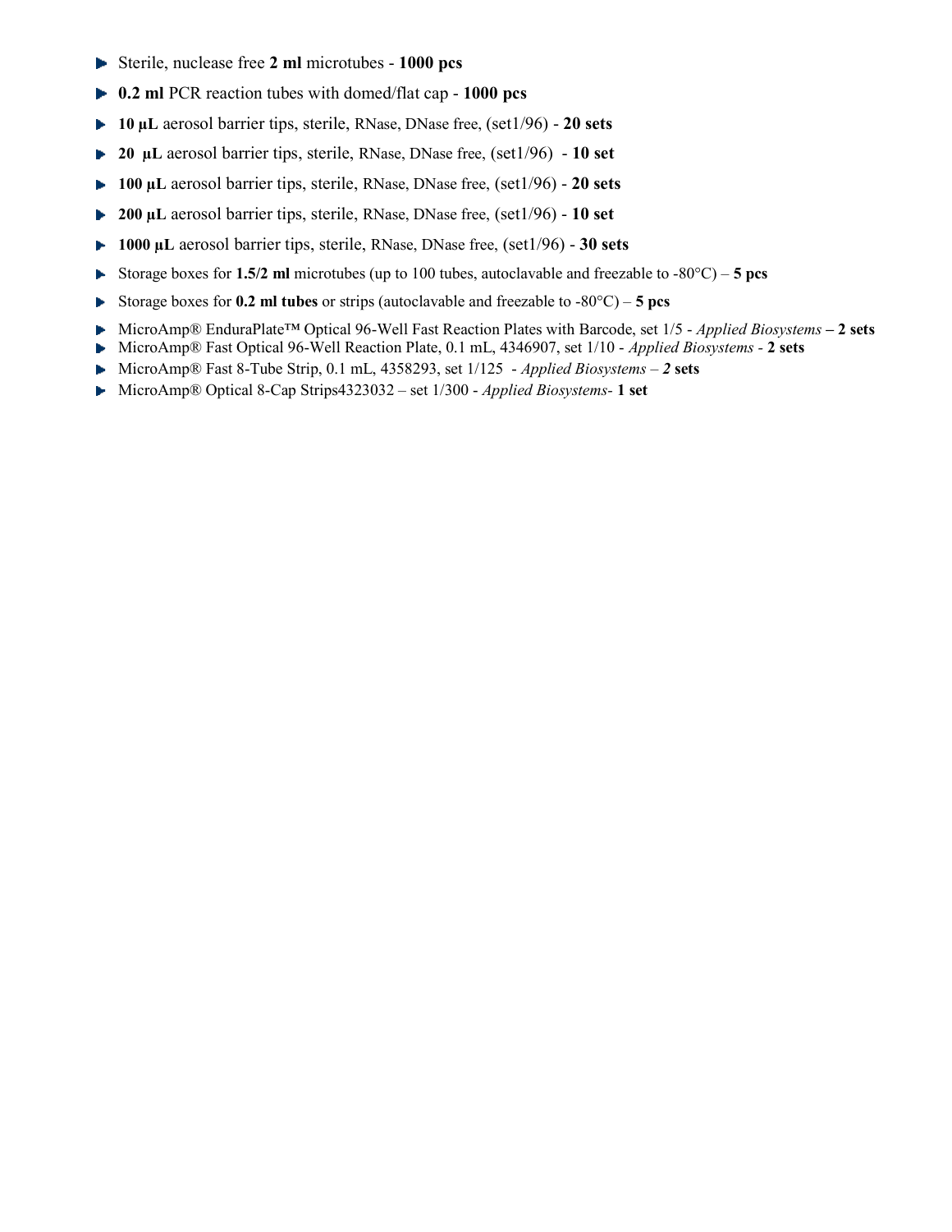- Sterile, nuclease free **2 ml** microtubes - **1000 pcs**
- **0.2 ml** PCR reaction tubes with domed/flat cap - **1000 pcs**
- **10 µL** aerosol barrier tips, sterile, RNase, DNase free, (set1/96) - **20 sets**
- **20 µL** aerosol barrier tips, sterile, RNase, DNase free, (set1/96) - **10 set**
- **100 µL** aerosol barrier tips, sterile, RNase, DNase free, (set1/96) - **20 sets**
- **200 µL** aerosol barrier tips, sterile, RNase, DNase free, (set1/96) - **10 set**
- **1000 µL** aerosol barrier tips, sterile, RNase, DNase free, (set1/96) - **30 sets**
- Storage boxes for **1.5/2 ml** microtubes (up to 100 tubes, autoclavable and freezable to -80°C) – **5 pcs**
- Storage boxes for **0.2 ml tubes** or strips (autoclavable and freezable to -80°C) – **5 pcs**
- MicroAmp® EnduraPlate™ Optical 96-Well Fast Reaction Plates with Barcode, set 1/5 - *Applied Biosystems* **– 2 sets**
- MicroAmp® Fast Optical 96-Well Reaction Plate, 0.1 mL, 4346907, set 1/10 - *Applied Biosystems* - **2 sets**
- MicroAmp® Fast 8-Tube Strip, 0.1 mL, 4358293, set 1/125 - *Applied Biosystems* – ***2*** **sets**
- MicroAmp® Optical 8-Cap Strips4323032 – set 1/300 - *Applied Biosystems*- **1 set**